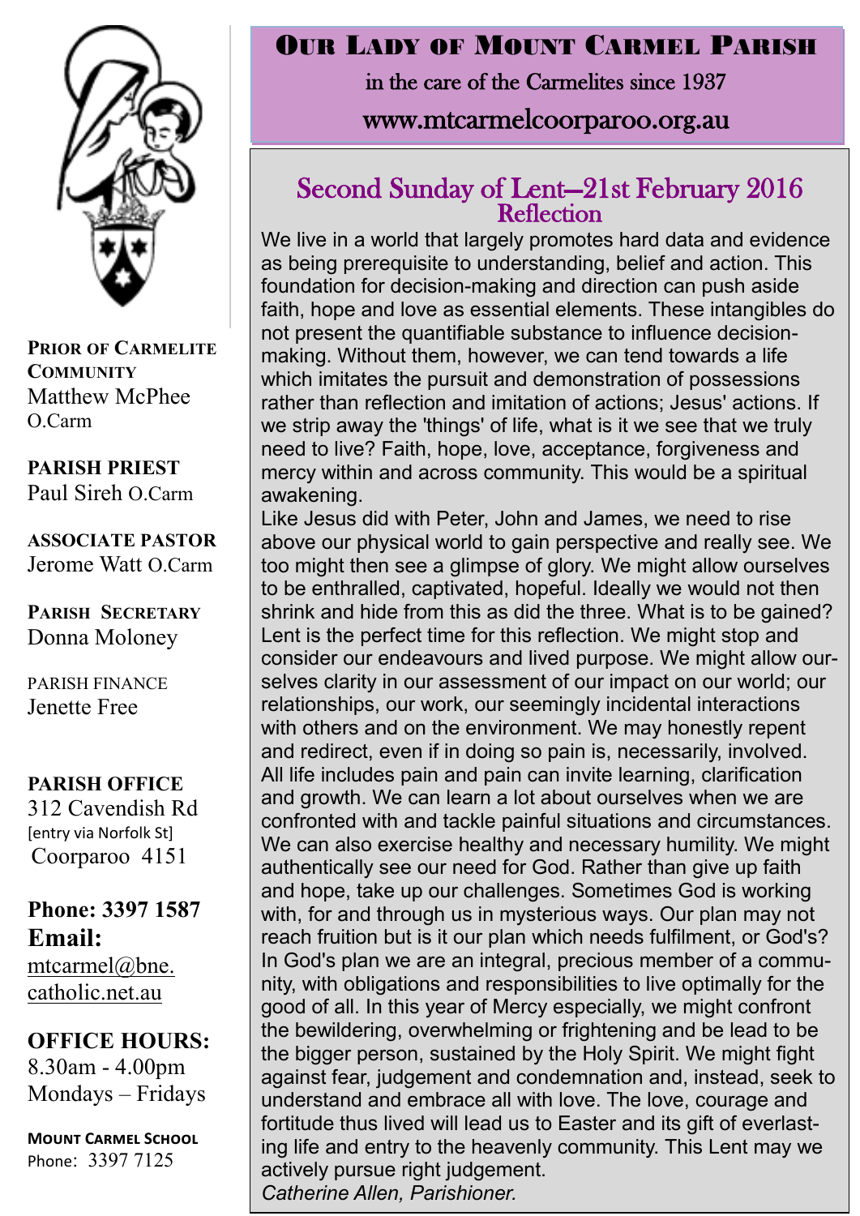# Our Lady of Mount Carmel Parish

in the care of the Carmelites since 1937

www.mtcarmelcoorparoo.org.au

**PRIOR OF CARMELITE COMMUNITY**
Matthew McPhee O.Carm

**PARISH PRIEST**
Paul Sireh O.Carm

**ASSOCIATE PASTOR**
Jerome Watt O.Carm

**PARISH SECRETARY**
Donna Moloney

PARISH FINANCE
Jenette Free

**PARISH OFFICE**
312 Cavendish Rd
[entry via Norfolk St]
Coorparoo 4151

**Phone: 3397 1587**
**Email:**
mtcarmel@bne.catholic.net.au

**OFFICE HOURS:**
8.30am - 4.00pm
Mondays – Fridays

**MOUNT CARMEL SCHOOL**
Phone: 3397 7125

## Second Sunday of Lent—21st February 2016
### Reflection

We live in a world that largely promotes hard data and evidence as being prerequisite to understanding, belief and action. This foundation for decision-making and direction can push aside faith, hope and love as essential elements. These intangibles do not present the quantifiable substance to influence decision-making. Without them, however, we can tend towards a life which imitates the pursuit and demonstration of possessions rather than reflection and imitation of actions; Jesus' actions. If we strip away the 'things' of life, what is it we see that we truly need to live? Faith, hope, love, acceptance, forgiveness and mercy within and across community. This would be a spiritual awakening.

Like Jesus did with Peter, John and James, we need to rise above our physical world to gain perspective and really see. We too might then see a glimpse of glory. We might allow ourselves to be enthralled, captivated, hopeful. Ideally we would not then shrink and hide from this as did the three. What is to be gained? Lent is the perfect time for this reflection. We might stop and consider our endeavours and lived purpose. We might allow ourselves clarity in our assessment of our impact on our world; our relationships, our work, our seemingly incidental interactions with others and on the environment. We may honestly repent and redirect, even if in doing so pain is, necessarily, involved. All life includes pain and pain can invite learning, clarification and growth. We can learn a lot about ourselves when we are confronted with and tackle painful situations and circumstances. We can also exercise healthy and necessary humility. We might authentically see our need for God. Rather than give up faith and hope, take up our challenges. Sometimes God is working with, for and through us in mysterious ways. Our plan may not reach fruition but is it our plan which needs fulfilment, or God's? In God's plan we are an integral, precious member of a community, with obligations and responsibilities to live optimally for the good of all. In this year of Mercy especially, we might confront the bewildering, overwhelming or frightening and be lead to be the bigger person, sustained by the Holy Spirit. We might fight against fear, judgement and condemnation and, instead, seek to understand and embrace all with love. The love, courage and fortitude thus lived will lead us to Easter and its gift of everlasting life and entry to the heavenly community. This Lent may we actively pursue right judgement.

*Catherine Allen, Parishioner.*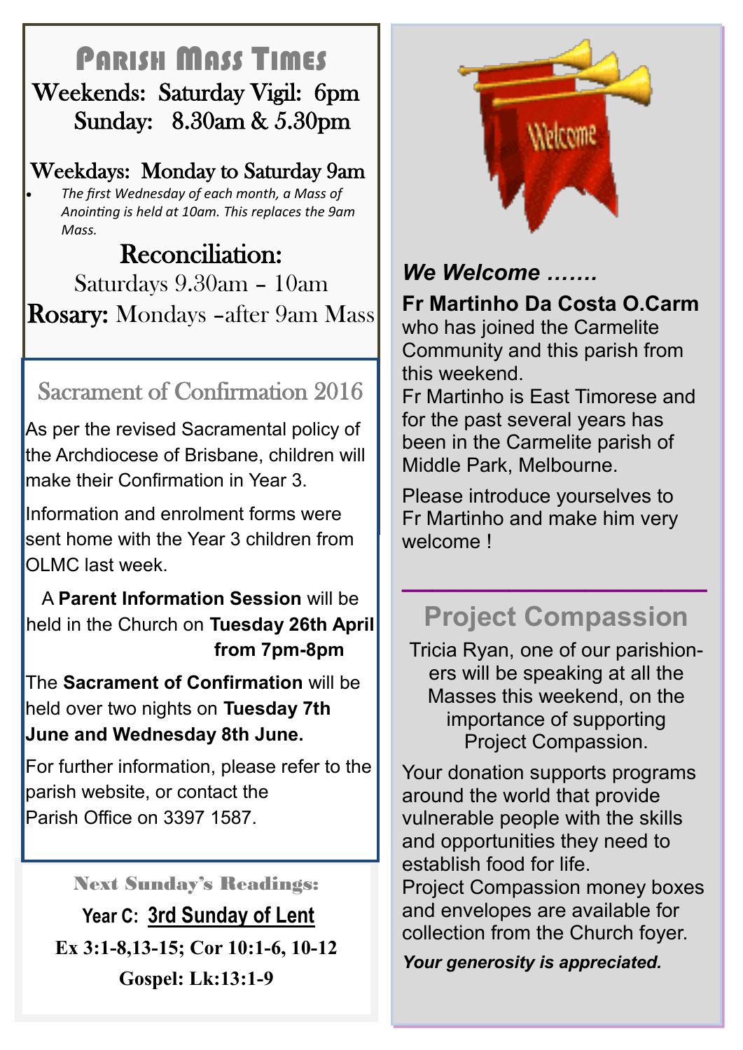## Parish Mass Times

Weekends: Saturday Vigil: 6pm
Sunday: 8.30am & 5.30pm

Weekdays: Monday to Saturday 9am

- *The first Wednesday of each month, a Mass of Anointing is held at 10am. This replaces the 9am Mass.*

### Reconciliation:

Saturdays 9.30am – 10am

**Rosary:** Mondays –after 9am Mass

## Sacrament of Confirmation 2016

As per the revised Sacramental policy of the Archdiocese of Brisbane, children will make their Confirmation in Year 3.

Information and enrolment forms were sent home with the Year 3 children from OLMC last week.

A **Parent Information Session** will be held in the Church on **Tuesday 26th April from 7pm-8pm**

The **Sacrament of Confirmation** will be held over two nights on **Tuesday 7th June and Wednesday 8th June.**

For further information, please refer to the parish website, or contact the Parish Office on 3397 1587.

**Next Sunday's Readings:**

**Year C: 3rd Sunday of Lent**

**Ex 3:1-8,13-15; Cor 10:1-6, 10-12**

**Gospel: Lk:13:1-9**

***We Welcome …….***

**Fr Martinho Da Costa O.Carm** who has joined the Carmelite Community and this parish from this weekend.

Fr Martinho is East Timorese and for the past several years has been in the Carmelite parish of Middle Park, Melbourne.

Please introduce yourselves to Fr Martinho and make him very welcome !

## Project Compassion

Tricia Ryan, one of our parishioners will be speaking at all the Masses this weekend, on the importance of supporting Project Compassion.

Your donation supports programs around the world that provide vulnerable people with the skills and opportunities they need to establish food for life.

Project Compassion money boxes and envelopes are available for collection from the Church foyer.

***Your generosity is appreciated.***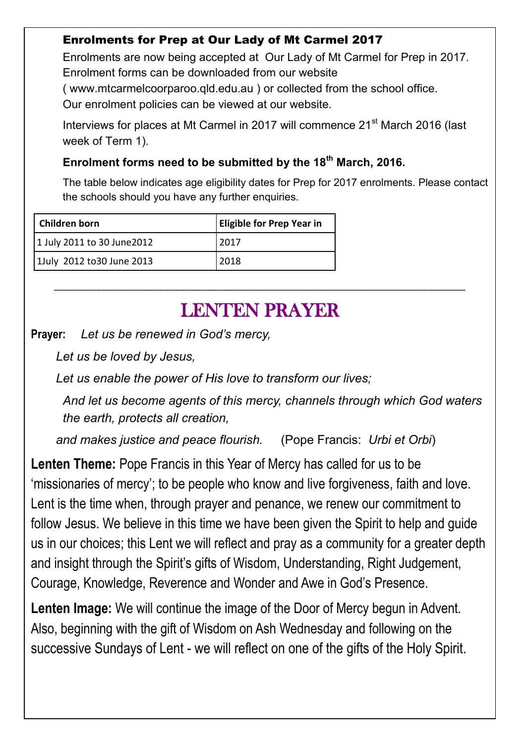## Enrolments for Prep at Our Lady of Mt Carmel 2017

Enrolments are now being accepted at Our Lady of Mt Carmel for Prep in 2017. Enrolment forms can be downloaded from our website ( www.mtcarmelcoorparoo.qld.edu.au ) or collected from the school office. Our enrolment policies can be viewed at our website.

Interviews for places at Mt Carmel in 2017 will commence 21st March 2016 (last week of Term 1).

**Enrolment forms need to be submitted by the 18th March, 2016.**

The table below indicates age eligibility dates for Prep for 2017 enrolments. Please contact the schools should you have any further enquiries.

| Children born | Eligible for Prep Year in |
|---|---|
| 1 July 2011 to 30 June2012 | 2017 |
| 1July 2012 to30 June 2013 | 2018 |

---

# LENTEN PRAYER

**Prayer:** *Let us be renewed in God's mercy,*

*Let us be loved by Jesus,*

*Let us enable the power of His love to transform our lives;*

*And let us become agents of this mercy, channels through which God waters the earth, protects all creation,*

*and makes justice and peace flourish.* (Pope Francis: *Urbi et Orbi*)

**Lenten Theme:** Pope Francis in this Year of Mercy has called for us to be 'missionaries of mercy'; to be people who know and live forgiveness, faith and love. Lent is the time when, through prayer and penance, we renew our commitment to follow Jesus. We believe in this time we have been given the Spirit to help and guide us in our choices; this Lent we will reflect and pray as a community for a greater depth and insight through the Spirit's gifts of Wisdom, Understanding, Right Judgement, Courage, Knowledge, Reverence and Wonder and Awe in God's Presence.

**Lenten Image:** We will continue the image of the Door of Mercy begun in Advent. Also, beginning with the gift of Wisdom on Ash Wednesday and following on the successive Sundays of Lent - we will reflect on one of the gifts of the Holy Spirit.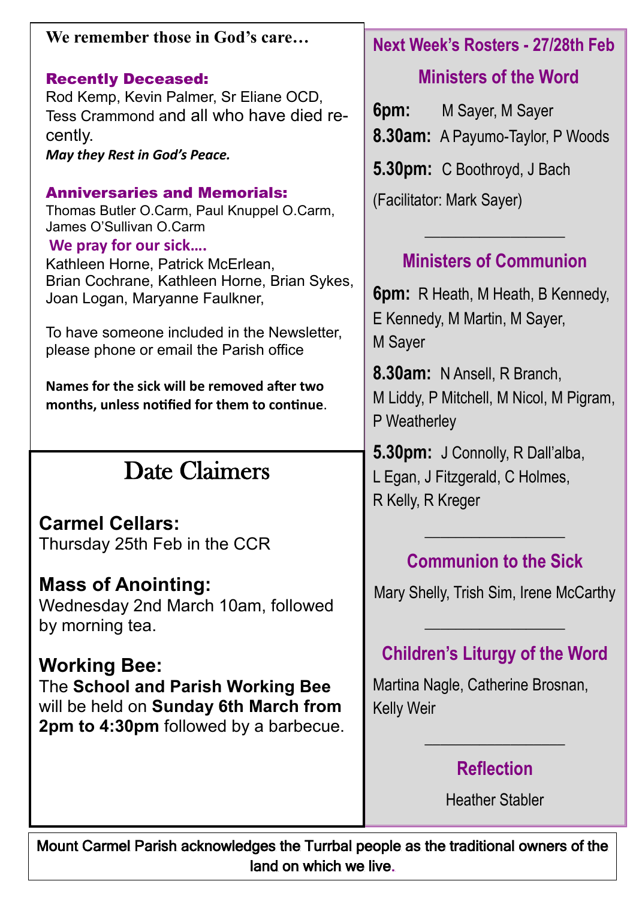**We remember those in God's care…**

### Recently Deceased:

Rod Kemp, Kevin Palmer, Sr Eliane OCD, Tess Crammond and all who have died recently.

***May they Rest in God's Peace.***

### Anniversaries and Memorials:

Thomas Butler O.Carm, Paul Knuppel O.Carm, James O'Sullivan O.Carm

### We pray for our sick….

Kathleen Horne, Patrick McErlean, Brian Cochrane, Kathleen Horne, Brian Sykes, Joan Logan, Maryanne Faulkner,

To have someone included in the Newsletter, please phone or email the Parish office

**Names for the sick will be removed after two months, unless notified for them to continue**.

# Date Claimers

**Carmel Cellars:**
Thursday 25th Feb in the CCR

**Mass of Anointing:**
Wednesday 2nd March 10am, followed by morning tea.

**Working Bee:**
The **School and Parish Working Bee** will be held on **Sunday 6th March from 2pm to 4:30pm** followed by a barbecue.

## Next Week's Rosters - 27/28th Feb

### Ministers of the Word

**6pm:** M Sayer, M Sayer

**8.30am:** A Payumo-Taylor, P Woods

**5.30pm:** C Boothroyd, J Bach

(Facilitator: Mark Sayer)

### Ministers of Communion

**6pm:** R Heath, M Heath, B Kennedy, E Kennedy, M Martin, M Sayer, M Sayer

**8.30am:** N Ansell, R Branch, M Liddy, P Mitchell, M Nicol, M Pigram, P Weatherley

**5.30pm:** J Connolly, R Dall'alba, L Egan, J Fitzgerald, C Holmes, R Kelly, R Kreger

### Communion to the Sick

Mary Shelly, Trish Sim, Irene McCarthy

### Children's Liturgy of the Word

Martina Nagle, Catherine Brosnan, Kelly Weir

### Reflection

Heather Stabler

Mount Carmel Parish acknowledges the Turrbal people as the traditional owners of the land on which we live.